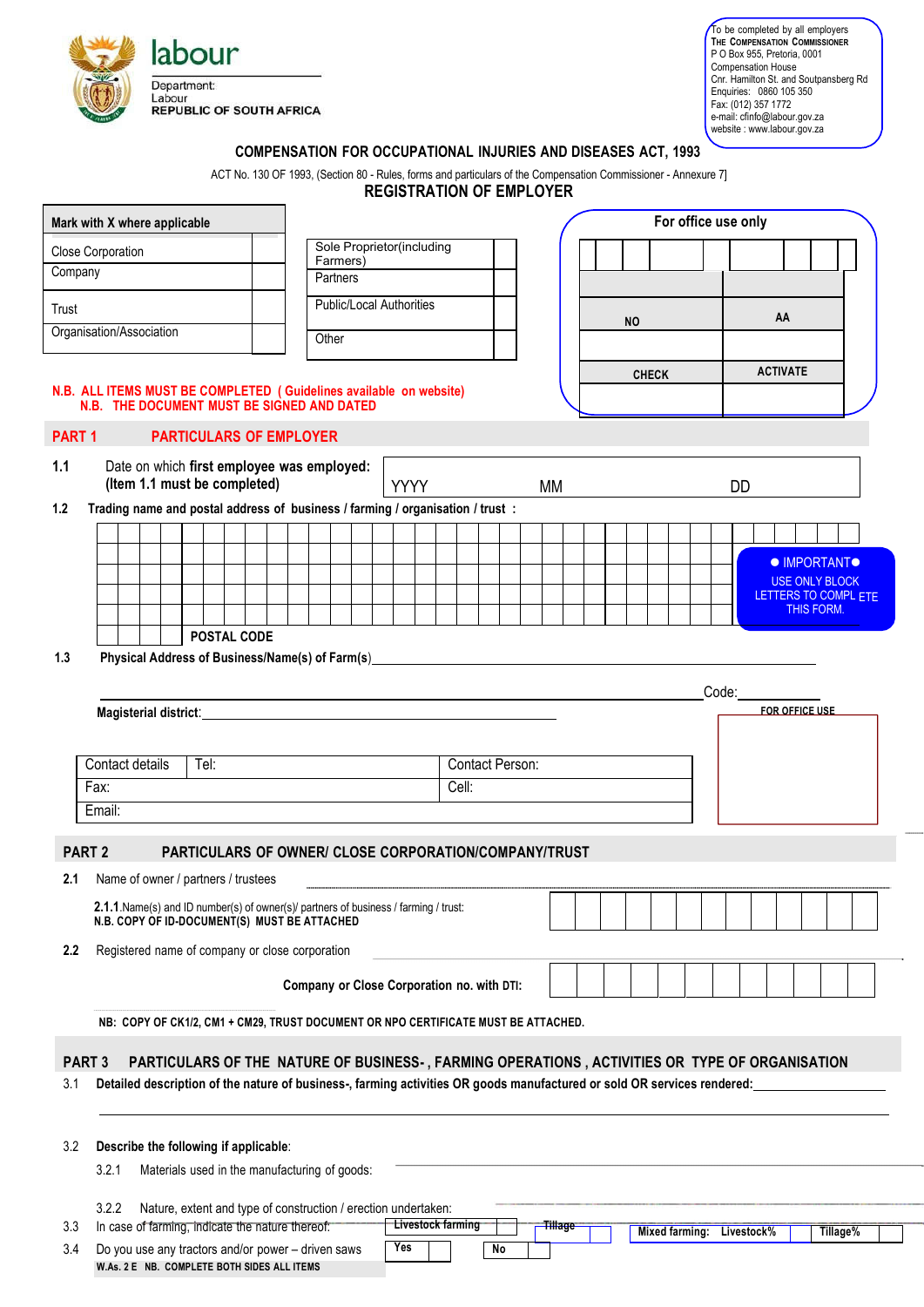labour

Department:
Labour
REPUBLIC OF SOUTH AFRICA

To be completed by all employers
THE COMPENSATION COMMISSIONER
P O Box 955, Pretoria, 0001
Compensation House
Cnr. Hamilton St. and Soutpansberg Rd
Enquiries: 0860 105 350
Fax: (012) 357 1772
e-mail: cfinfo@labour.gov.za
website : www.labour.gov.za

# COMPENSATION FOR OCCUPATIONAL INJURIES AND DISEASES ACT, 1993

ACT No. 130 OF 1993, (Section 80 - Rules, forms and particulars of the Compensation Commissioner - Annexure 7]

## REGISTRATION OF EMPLOYER

| Mark with X where applicable | |
|---|---|
| Close Corporation | |
| Company | |
| Trust | |
| Organisation/Association | |

| | |
|---|---|
| Sole Proprietor(including Farmers) | |
| Partners | |
| Public/Local Authorities | |
| Other | |

**For office use only**

| NO | AA |
|---|---|
| | |
| CHECK | ACTIVATE |
| | |

**N.B. ALL ITEMS MUST BE COMPLETED ( Guidelines available on website)**
**N.B. THE DOCUMENT MUST BE SIGNED AND DATED**

## PART 1 PARTICULARS OF EMPLOYER

**1.1** Date on which **first employee was employed: (Item 1.1 must be completed)** YYYY MM DD

**1.2 Trading name and postal address of business / farming / organisation / trust :**

**POSTAL CODE**

● IMPORTANT●
USE ONLY BLOCK LETTERS TO COMPLETE THIS FORM.

**1.3 Physical Address of Business/Name(s) of Farm(s)**\_\_\_\_\_\_\_\_\_\_\_\_\_\_\_\_

Code:\_\_\_\_\_\_\_\_

**Magisterial district**:\_\_\_\_\_\_\_\_\_\_\_\_\_\_\_\_

**FOR OFFICE USE**

| Contact details | Tel: | Contact Person: |
|---|---|---|
| Fax: | | Cell: |
| Email: | | |

## PART 2 PARTICULARS OF OWNER/ CLOSE CORPORATION/COMPANY/TRUST

**2.1** Name of owner / partners / trustees \_\_\_\_\_\_\_\_\_\_\_\_\_\_\_\_

**2.1.1**.Name(s) and ID number(s) of owner(s)/ partners of business / farming / trust:
**N.B. COPY OF ID-DOCUMENT(S) MUST BE ATTACHED**

**2.2** Registered name of company or close corporation \_\_\_\_\_\_\_\_\_\_\_\_\_\_\_\_

**Company or Close Corporation no. with DTI:**

**NB: COPY OF CK1/2, CM1 + CM29, TRUST DOCUMENT OR NPO CERTIFICATE MUST BE ATTACHED.**

## PART 3 PARTICULARS OF THE NATURE OF BUSINESS- , FARMING OPERATIONS , ACTIVITIES OR TYPE OF ORGANISATION

3.1 **Detailed description of the nature of business-, farming activities OR goods manufactured or sold OR services rendered:**\_\_\_\_\_\_\_\_\_\_\_\_\_\_\_\_

3.2 **Describe the following if applicable**:

3.2.1 Materials used in the manufacturing of goods: \_\_\_\_\_\_\_\_\_\_\_\_\_\_\_\_

3.2.2 Nature, extent and type of construction / erection undertaken: \_\_\_\_\_\_\_\_\_\_\_\_\_\_\_\_

3.3 In case of farming, indicate the nature thereof:

| Livestock farming | | Tillage | | Mixed farming: Livestock% | | Tillage% | |
|---|---|---|---|---|---|---|---|

3.4 Do you use any tractors and/or power – driven saws

| Yes | | No | |
|---|---|---|---|

**W.As. 2 E NB. COMPLETE BOTH SIDES ALL ITEMS**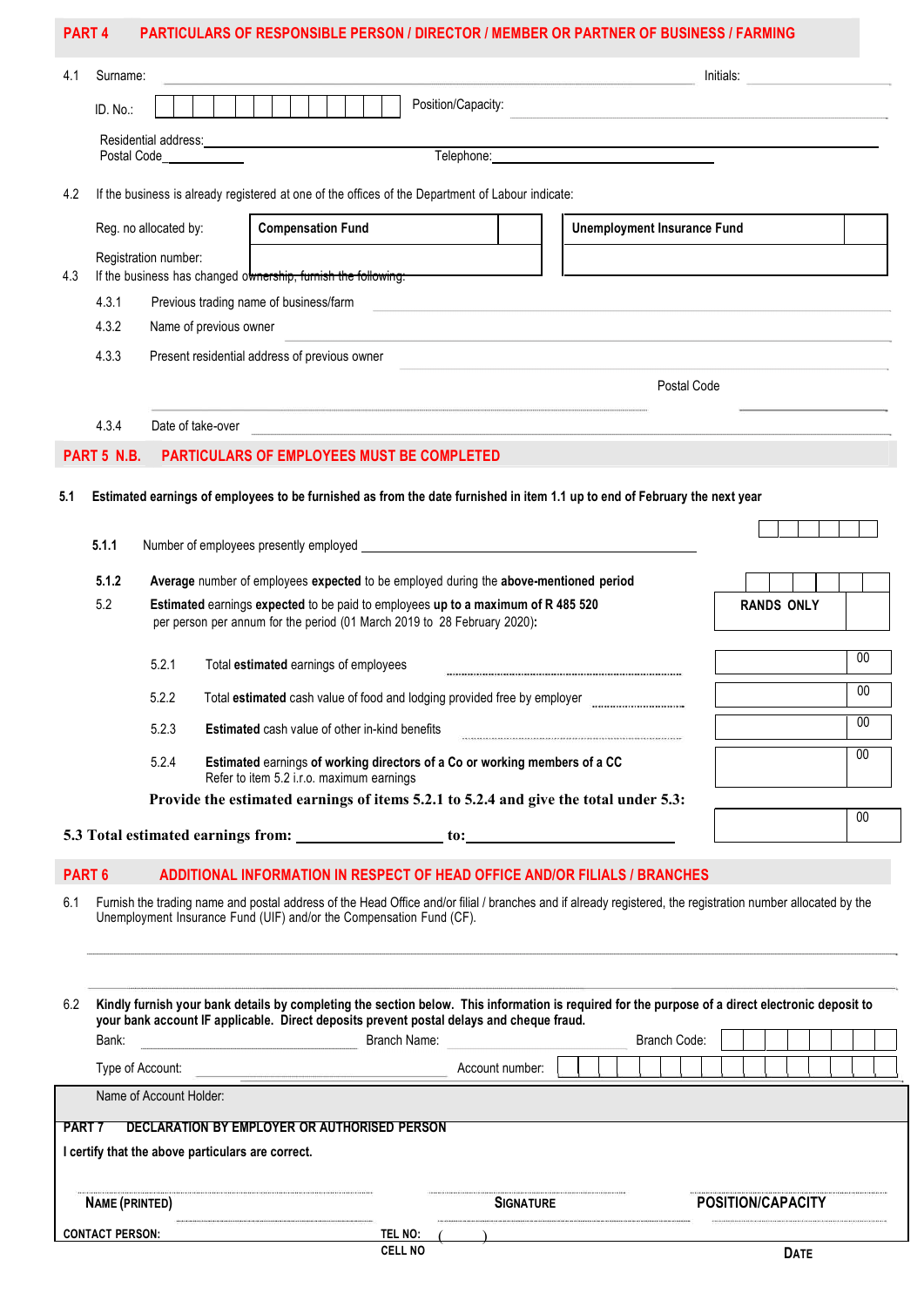## PART 4 PARTICULARS OF RESPONSIBLE PERSON / DIRECTOR / MEMBER OR PARTNER OF BUSINESS / FARMING

4.1 Surname: ______________________ Initials: __________

ID. No.: | | | | | | | | | | | | | | Position/Capacity: ______________________

Residential address: ______________________

Postal Code ________ Telephone: ______________________

4.2 If the business is already registered at one of the offices of the Department of Labour indicate:

| Reg. no allocated by: | Compensation Fund | | Unemployment Insurance Fund | |
|---|---|---|---|---|
| Registration number: | | | | |

4.3 If the business has changed ownership, furnish the following:

4.3.1 Previous trading name of business/farm ______________________

4.3.2 Name of previous owner ______________________

4.3.3 Present residential address of previous owner ______________________

______________________ Postal Code __________

4.3.4 Date of take-over ______________________

## PART 5 N.B. PARTICULARS OF EMPLOYEES MUST BE COMPLETED

**5.1 Estimated earnings of employees to be furnished as from the date furnished in item 1.1 up to end of February the next year**

**5.1.1** Number of employees presently employed ______________________ | | | | | | |

**5.1.2** **Average** number of employees **expected** to be employed during the **above-mentioned period** | | | | | | |

5.2 **Estimated** earnings **expected** to be paid to employees **up to a maximum of R 485 520** per person per annum for the period (01 March 2019 to 28 February 2020)**:**

| | RANDS ONLY | |
|---|---|---|
| 5.2.1 Total **estimated** earnings of employees | | 00 |
| 5.2.2 Total **estimated** cash value of food and lodging provided free by employer | | 00 |
| 5.2.3 **Estimated** cash value of other in-kind benefits | | 00 |
| 5.2.4 **Estimated** earnings **of working directors of a Co or working members of a CC** Refer to item 5.2 i.r.o. maximum earnings | | 00 |

**Provide the estimated earnings of items 5.2.1 to 5.2.4 and give the total under 5.3:**

**5.3 Total estimated earnings from: ______________ to: ______________** | | 00 |

## PART 6 ADDITIONAL INFORMATION IN RESPECT OF HEAD OFFICE AND/OR FILIALS / BRANCHES

6.1 Furnish the trading name and postal address of the Head Office and/or filial / branches and if already registered, the registration number allocated by the Unemployment Insurance Fund (UIF) and/or the Compensation Fund (CF).

______________________

______________________

6.2 **Kindly furnish your bank details by completing the section below. This information is required for the purpose of a direct electronic deposit to your bank account IF applicable. Direct deposits prevent postal delays and cheque fraud.**

Bank: ______________ Branch Name: ______________ Branch Code: | | | | | | | | |

Type of Account: ______________ Account number: | | | | | | | | | | | | | | | | |

Name of Account Holder: ______________________

## PART 7 DECLARATION BY EMPLOYER OR AUTHORISED PERSON

**I certify that the above particulars are correct.**

| ______________ | ______________ | ______________ |
|---|---|---|
| **NAME (PRINTED)** | **SIGNATURE** | **POSITION/CAPACITY** |

**CONTACT PERSON:** ______________ **TEL NO:** ( ) ______________

**CELL NO** ______________ **DATE**